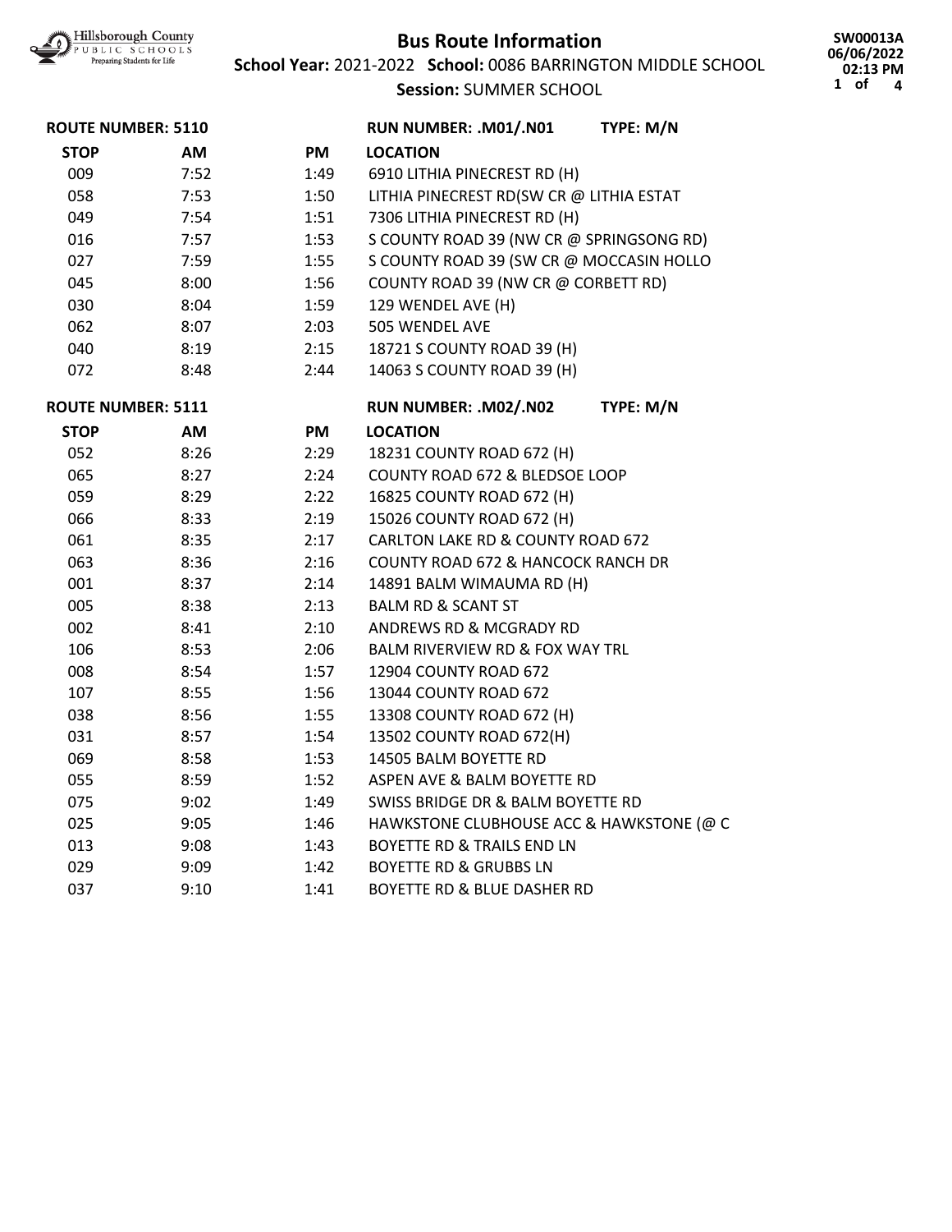# Bus Route Information

**School Year:** 2021-2022 **School:** 0086 BARRINGTON MIDDLE SCHOOL

**Session:** SUMMER SCHOOL

SW00013A
06/06/2022
02:13 PM

**ROUTE NUMBER: 5110** **RUN NUMBER: .M01/.N01** **TYPE: M/N**

| STOP | AM | PM | LOCATION |
|---|---|---|---|
| 009 | 7:52 | 1:49 | 6910 LITHIA PINECREST RD (H) |
| 058 | 7:53 | 1:50 | LITHIA PINECREST RD(SW CR @ LITHIA ESTAT |
| 049 | 7:54 | 1:51 | 7306 LITHIA PINECREST RD (H) |
| 016 | 7:57 | 1:53 | S COUNTY ROAD 39 (NW CR @ SPRINGSONG RD) |
| 027 | 7:59 | 1:55 | S COUNTY ROAD 39 (SW CR @ MOCCASIN HOLLO |
| 045 | 8:00 | 1:56 | COUNTY ROAD 39 (NW CR @ CORBETT RD) |
| 030 | 8:04 | 1:59 | 129 WENDEL AVE (H) |
| 062 | 8:07 | 2:03 | 505 WENDEL AVE |
| 040 | 8:19 | 2:15 | 18721 S COUNTY ROAD 39 (H) |
| 072 | 8:48 | 2:44 | 14063 S COUNTY ROAD 39 (H) |

**ROUTE NUMBER: 5111** **RUN NUMBER: .M02/.N02** **TYPE: M/N**

| STOP | AM | PM | LOCATION |
|---|---|---|---|
| 052 | 8:26 | 2:29 | 18231 COUNTY ROAD 672 (H) |
| 065 | 8:27 | 2:24 | COUNTY ROAD 672 & BLEDSOE LOOP |
| 059 | 8:29 | 2:22 | 16825 COUNTY ROAD 672 (H) |
| 066 | 8:33 | 2:19 | 15026 COUNTY ROAD 672 (H) |
| 061 | 8:35 | 2:17 | CARLTON LAKE RD & COUNTY ROAD 672 |
| 063 | 8:36 | 2:16 | COUNTY ROAD 672 & HANCOCK RANCH DR |
| 001 | 8:37 | 2:14 | 14891 BALM WIMAUMA RD (H) |
| 005 | 8:38 | 2:13 | BALM RD & SCANT ST |
| 002 | 8:41 | 2:10 | ANDREWS RD & MCGRADY RD |
| 106 | 8:53 | 2:06 | BALM RIVERVIEW RD & FOX WAY TRL |
| 008 | 8:54 | 1:57 | 12904 COUNTY ROAD 672 |
| 107 | 8:55 | 1:56 | 13044 COUNTY ROAD 672 |
| 038 | 8:56 | 1:55 | 13308 COUNTY ROAD 672 (H) |
| 031 | 8:57 | 1:54 | 13502 COUNTY ROAD 672(H) |
| 069 | 8:58 | 1:53 | 14505 BALM BOYETTE RD |
| 055 | 8:59 | 1:52 | ASPEN AVE & BALM BOYETTE RD |
| 075 | 9:02 | 1:49 | SWISS BRIDGE DR & BALM BOYETTE RD |
| 025 | 9:05 | 1:46 | HAWKSTONE CLUBHOUSE ACC & HAWKSTONE (@ C |
| 013 | 9:08 | 1:43 | BOYETTE RD & TRAILS END LN |
| 029 | 9:09 | 1:42 | BOYETTE RD & GRUBBS LN |
| 037 | 9:10 | 1:41 | BOYETTE RD & BLUE DASHER RD |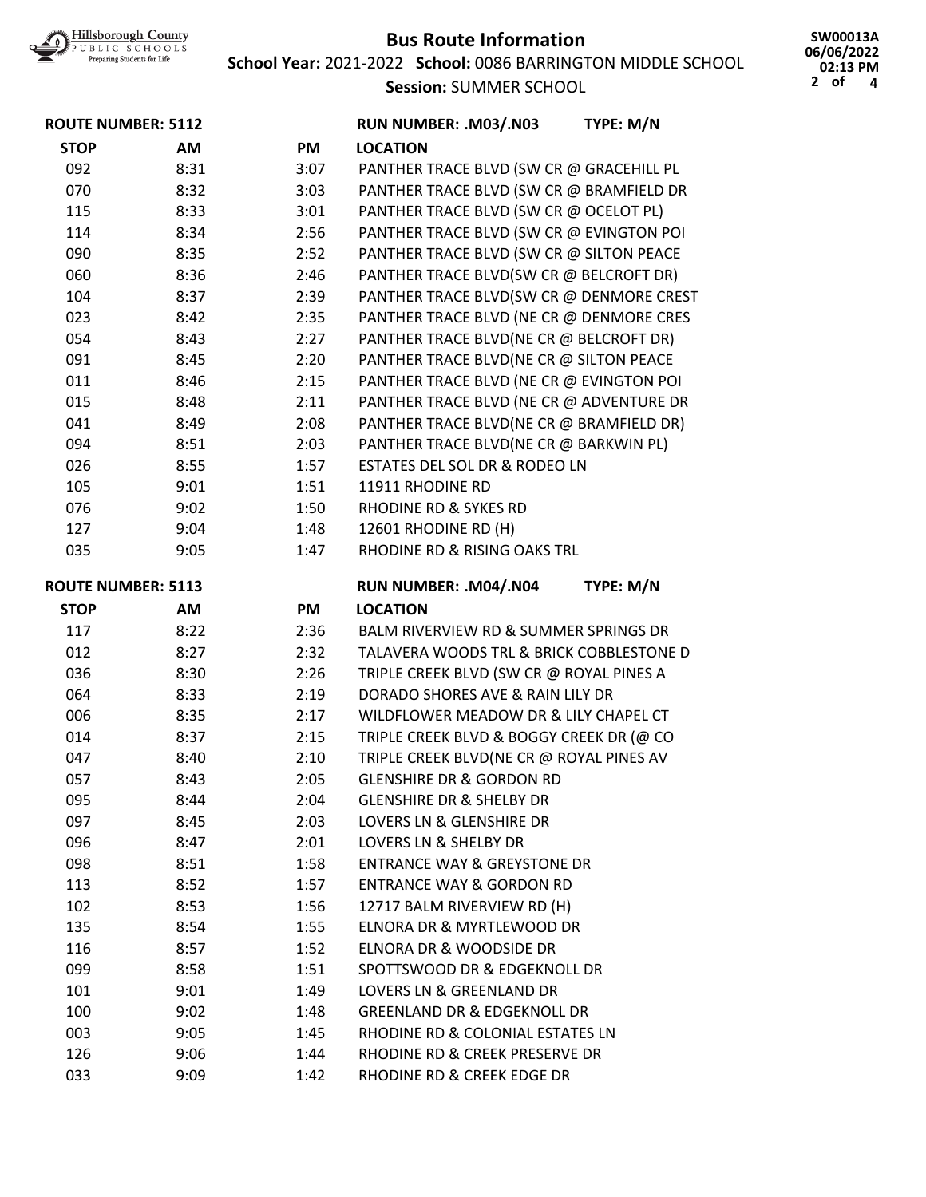# Bus Route Information

**School Year:** 2021-2022 **School:** 0086 BARRINGTON MIDDLE SCHOOL

**Session:** SUMMER SCHOOL

SW00013A
06/06/2022
02:13 PM

**ROUTE NUMBER: 5112** **RUN NUMBER: .M03/.N03** **TYPE: M/N**

| STOP | AM | PM | LOCATION |
|---|---|---|---|
| 092 | 8:31 | 3:07 | PANTHER TRACE BLVD (SW CR @ GRACEHILL PL |
| 070 | 8:32 | 3:03 | PANTHER TRACE BLVD (SW CR @ BRAMFIELD DR |
| 115 | 8:33 | 3:01 | PANTHER TRACE BLVD (SW CR @ OCELOT PL) |
| 114 | 8:34 | 2:56 | PANTHER TRACE BLVD (SW CR @ EVINGTON POI |
| 090 | 8:35 | 2:52 | PANTHER TRACE BLVD (SW CR @ SILTON PEACE |
| 060 | 8:36 | 2:46 | PANTHER TRACE BLVD(SW CR @ BELCROFT DR) |
| 104 | 8:37 | 2:39 | PANTHER TRACE BLVD(SW CR @ DENMORE CREST |
| 023 | 8:42 | 2:35 | PANTHER TRACE BLVD (NE CR @ DENMORE CRES |
| 054 | 8:43 | 2:27 | PANTHER TRACE BLVD(NE CR @ BELCROFT DR) |
| 091 | 8:45 | 2:20 | PANTHER TRACE BLVD(NE CR @ SILTON PEACE |
| 011 | 8:46 | 2:15 | PANTHER TRACE BLVD (NE CR @ EVINGTON POI |
| 015 | 8:48 | 2:11 | PANTHER TRACE BLVD (NE CR @ ADVENTURE DR |
| 041 | 8:49 | 2:08 | PANTHER TRACE BLVD(NE CR @ BRAMFIELD DR) |
| 094 | 8:51 | 2:03 | PANTHER TRACE BLVD(NE CR @ BARKWIN PL) |
| 026 | 8:55 | 1:57 | ESTATES DEL SOL DR & RODEO LN |
| 105 | 9:01 | 1:51 | 11911 RHODINE RD |
| 076 | 9:02 | 1:50 | RHODINE RD & SYKES RD |
| 127 | 9:04 | 1:48 | 12601 RHODINE RD (H) |
| 035 | 9:05 | 1:47 | RHODINE RD & RISING OAKS TRL |

**ROUTE NUMBER: 5113** **RUN NUMBER: .M04/.N04** **TYPE: M/N**

| STOP | AM | PM | LOCATION |
|---|---|---|---|
| 117 | 8:22 | 2:36 | BALM RIVERVIEW RD & SUMMER SPRINGS DR |
| 012 | 8:27 | 2:32 | TALAVERA WOODS TRL & BRICK COBBLESTONE D |
| 036 | 8:30 | 2:26 | TRIPLE CREEK BLVD (SW CR @ ROYAL PINES A |
| 064 | 8:33 | 2:19 | DORADO SHORES AVE & RAIN LILY DR |
| 006 | 8:35 | 2:17 | WILDFLOWER MEADOW DR & LILY CHAPEL CT |
| 014 | 8:37 | 2:15 | TRIPLE CREEK BLVD & BOGGY CREEK DR (@ CO |
| 047 | 8:40 | 2:10 | TRIPLE CREEK BLVD(NE CR @ ROYAL PINES AV |
| 057 | 8:43 | 2:05 | GLENSHIRE DR & GORDON RD |
| 095 | 8:44 | 2:04 | GLENSHIRE DR & SHELBY DR |
| 097 | 8:45 | 2:03 | LOVERS LN & GLENSHIRE DR |
| 096 | 8:47 | 2:01 | LOVERS LN & SHELBY DR |
| 098 | 8:51 | 1:58 | ENTRANCE WAY & GREYSTONE DR |
| 113 | 8:52 | 1:57 | ENTRANCE WAY & GORDON RD |
| 102 | 8:53 | 1:56 | 12717 BALM RIVERVIEW RD (H) |
| 135 | 8:54 | 1:55 | ELNORA DR & MYRTLEWOOD DR |
| 116 | 8:57 | 1:52 | ELNORA DR & WOODSIDE DR |
| 099 | 8:58 | 1:51 | SPOTTSWOOD DR & EDGEKNOLL DR |
| 101 | 9:01 | 1:49 | LOVERS LN & GREENLAND DR |
| 100 | 9:02 | 1:48 | GREENLAND DR & EDGEKNOLL DR |
| 003 | 9:05 | 1:45 | RHODINE RD & COLONIAL ESTATES LN |
| 126 | 9:06 | 1:44 | RHODINE RD & CREEK PRESERVE DR |
| 033 | 9:09 | 1:42 | RHODINE RD & CREEK EDGE DR |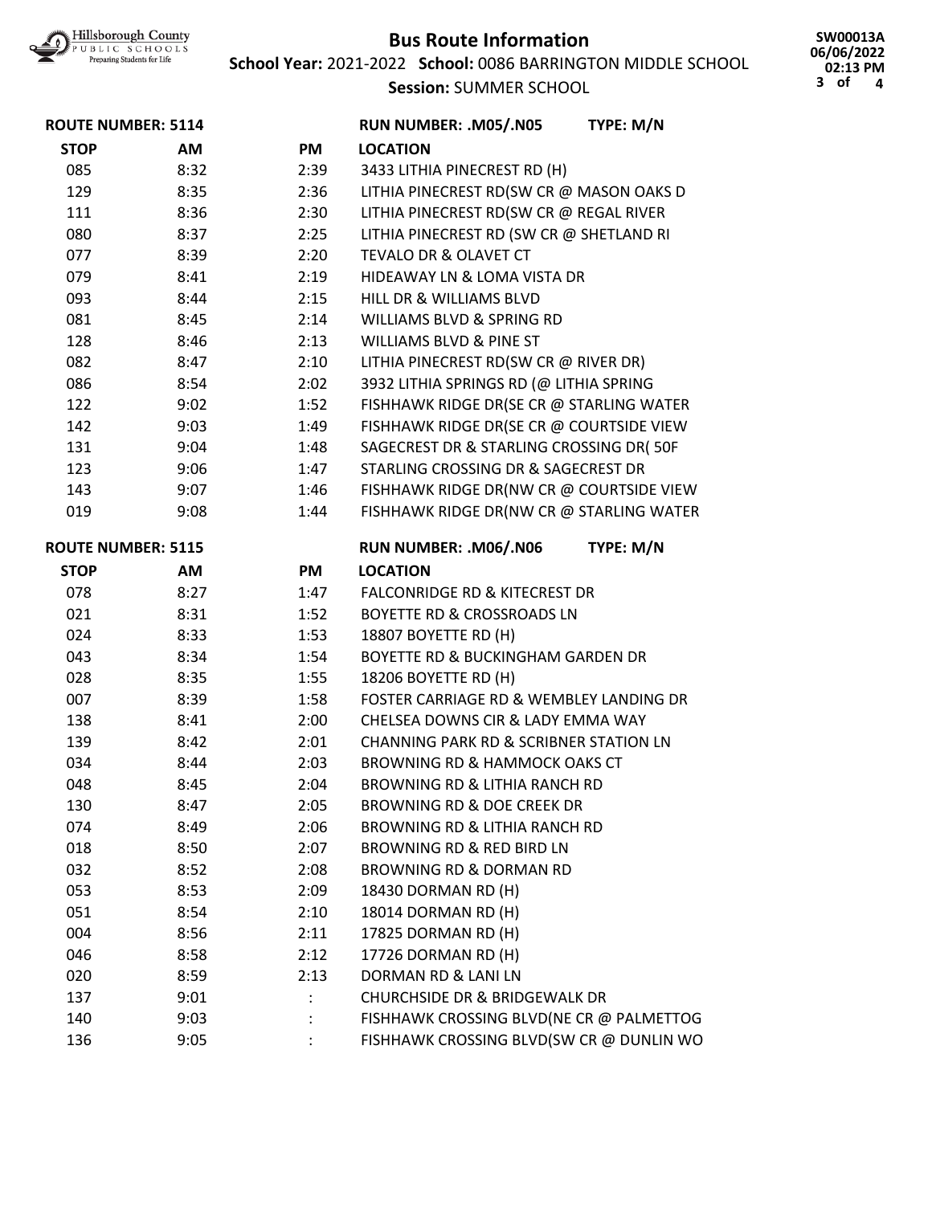# Bus Route Information

**School Year:** 2021-2022 **School:** 0086 BARRINGTON MIDDLE SCHOOL

**Session:** SUMMER SCHOOL

SW00013A
06/06/2022
02:13 PM

**ROUTE NUMBER: 5114** **RUN NUMBER: .M05/.N05** **TYPE: M/N**

| STOP | AM | PM | LOCATION |
|---|---|---|---|
| 085 | 8:32 | 2:39 | 3433 LITHIA PINECREST RD (H) |
| 129 | 8:35 | 2:36 | LITHIA PINECREST RD(SW CR @ MASON OAKS D |
| 111 | 8:36 | 2:30 | LITHIA PINECREST RD(SW CR @ REGAL RIVER |
| 080 | 8:37 | 2:25 | LITHIA PINECREST RD (SW CR @ SHETLAND RI |
| 077 | 8:39 | 2:20 | TEVALO DR & OLAVET CT |
| 079 | 8:41 | 2:19 | HIDEAWAY LN & LOMA VISTA DR |
| 093 | 8:44 | 2:15 | HILL DR & WILLIAMS BLVD |
| 081 | 8:45 | 2:14 | WILLIAMS BLVD & SPRING RD |
| 128 | 8:46 | 2:13 | WILLIAMS BLVD & PINE ST |
| 082 | 8:47 | 2:10 | LITHIA PINECREST RD(SW CR @ RIVER DR) |
| 086 | 8:54 | 2:02 | 3932 LITHIA SPRINGS RD (@ LITHIA SPRING |
| 122 | 9:02 | 1:52 | FISHHAWK RIDGE DR(SE CR @ STARLING WATER |
| 142 | 9:03 | 1:49 | FISHHAWK RIDGE DR(SE CR @ COURTSIDE VIEW |
| 131 | 9:04 | 1:48 | SAGECREST DR & STARLING CROSSING DR( 50F |
| 123 | 9:06 | 1:47 | STARLING CROSSING DR & SAGECREST DR |
| 143 | 9:07 | 1:46 | FISHHAWK RIDGE DR(NW CR @ COURTSIDE VIEW |
| 019 | 9:08 | 1:44 | FISHHAWK RIDGE DR(NW CR @ STARLING WATER |

**ROUTE NUMBER: 5115** **RUN NUMBER: .M06/.N06** **TYPE: M/N**

| STOP | AM | PM | LOCATION |
|---|---|---|---|
| 078 | 8:27 | 1:47 | FALCONRIDGE RD & KITECREST DR |
| 021 | 8:31 | 1:52 | BOYETTE RD & CROSSROADS LN |
| 024 | 8:33 | 1:53 | 18807 BOYETTE RD (H) |
| 043 | 8:34 | 1:54 | BOYETTE RD & BUCKINGHAM GARDEN DR |
| 028 | 8:35 | 1:55 | 18206 BOYETTE RD (H) |
| 007 | 8:39 | 1:58 | FOSTER CARRIAGE RD & WEMBLEY LANDING DR |
| 138 | 8:41 | 2:00 | CHELSEA DOWNS CIR & LADY EMMA WAY |
| 139 | 8:42 | 2:01 | CHANNING PARK RD & SCRIBNER STATION LN |
| 034 | 8:44 | 2:03 | BROWNING RD & HAMMOCK OAKS CT |
| 048 | 8:45 | 2:04 | BROWNING RD & LITHIA RANCH RD |
| 130 | 8:47 | 2:05 | BROWNING RD & DOE CREEK DR |
| 074 | 8:49 | 2:06 | BROWNING RD & LITHIA RANCH RD |
| 018 | 8:50 | 2:07 | BROWNING RD & RED BIRD LN |
| 032 | 8:52 | 2:08 | BROWNING RD & DORMAN RD |
| 053 | 8:53 | 2:09 | 18430 DORMAN RD (H) |
| 051 | 8:54 | 2:10 | 18014 DORMAN RD (H) |
| 004 | 8:56 | 2:11 | 17825 DORMAN RD (H) |
| 046 | 8:58 | 2:12 | 17726 DORMAN RD (H) |
| 020 | 8:59 | 2:13 | DORMAN RD & LANI LN |
| 137 | 9:01 | : | CHURCHSIDE DR & BRIDGEWALK DR |
| 140 | 9:03 | : | FISHHAWK CROSSING BLVD(NE CR @ PALMETTOG |
| 136 | 9:05 | : | FISHHAWK CROSSING BLVD(SW CR @ DUNLIN WO |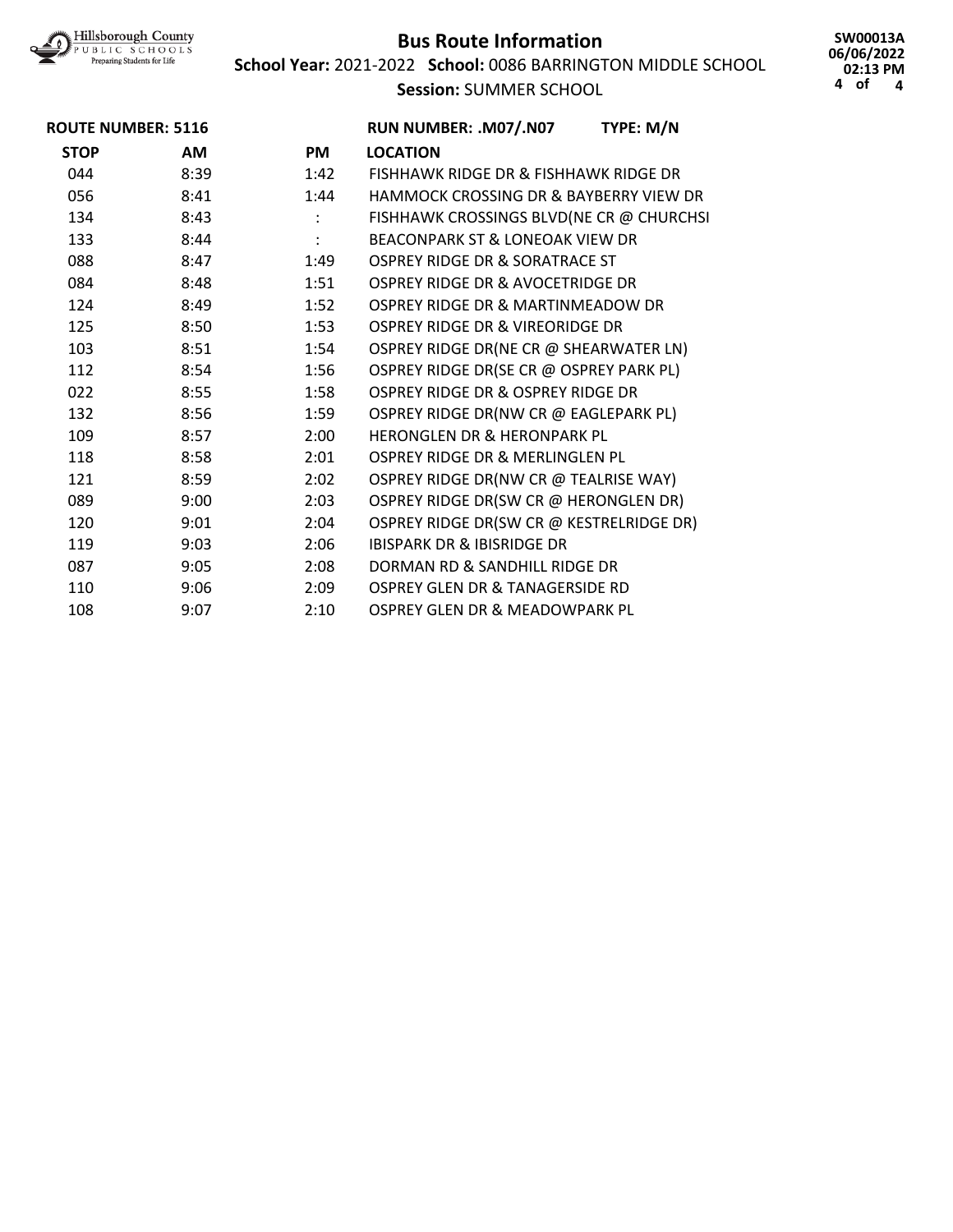# Bus Route Information

**School Year:** 2021-2022 **School:** 0086 BARRINGTON MIDDLE SCHOOL

**Session:** SUMMER SCHOOL

SW00013A
06/06/2022
02:13 PM

**ROUTE NUMBER: 5116** **RUN NUMBER: .M07/.N07** **TYPE: M/N**

| STOP | AM | PM | LOCATION |
|---|---|---|---|
| 044 | 8:39 | 1:42 | FISHHAWK RIDGE DR & FISHHAWK RIDGE DR |
| 056 | 8:41 | 1:44 | HAMMOCK CROSSING DR & BAYBERRY VIEW DR |
| 134 | 8:43 | : | FISHHAWK CROSSINGS BLVD(NE CR @ CHURCHSI |
| 133 | 8:44 | : | BEACONPARK ST & LONEOAK VIEW DR |
| 088 | 8:47 | 1:49 | OSPREY RIDGE DR & SORATRACE ST |
| 084 | 8:48 | 1:51 | OSPREY RIDGE DR & AVOCETRIDGE DR |
| 124 | 8:49 | 1:52 | OSPREY RIDGE DR & MARTINMEADOW DR |
| 125 | 8:50 | 1:53 | OSPREY RIDGE DR & VIREORIDGE DR |
| 103 | 8:51 | 1:54 | OSPREY RIDGE DR(NE CR @ SHEARWATER LN) |
| 112 | 8:54 | 1:56 | OSPREY RIDGE DR(SE CR @ OSPREY PARK PL) |
| 022 | 8:55 | 1:58 | OSPREY RIDGE DR & OSPREY RIDGE DR |
| 132 | 8:56 | 1:59 | OSPREY RIDGE DR(NW CR @ EAGLEPARK PL) |
| 109 | 8:57 | 2:00 | HERONGLEN DR & HERONPARK PL |
| 118 | 8:58 | 2:01 | OSPREY RIDGE DR & MERLINGLEN PL |
| 121 | 8:59 | 2:02 | OSPREY RIDGE DR(NW CR @ TEALRISE WAY) |
| 089 | 9:00 | 2:03 | OSPREY RIDGE DR(SW CR @ HERONGLEN DR) |
| 120 | 9:01 | 2:04 | OSPREY RIDGE DR(SW CR @ KESTRELRIDGE DR) |
| 119 | 9:03 | 2:06 | IBISPARK DR & IBISRIDGE DR |
| 087 | 9:05 | 2:08 | DORMAN RD & SANDHILL RIDGE DR |
| 110 | 9:06 | 2:09 | OSPREY GLEN DR & TANAGERSIDE RD |
| 108 | 9:07 | 2:10 | OSPREY GLEN DR & MEADOWPARK PL |